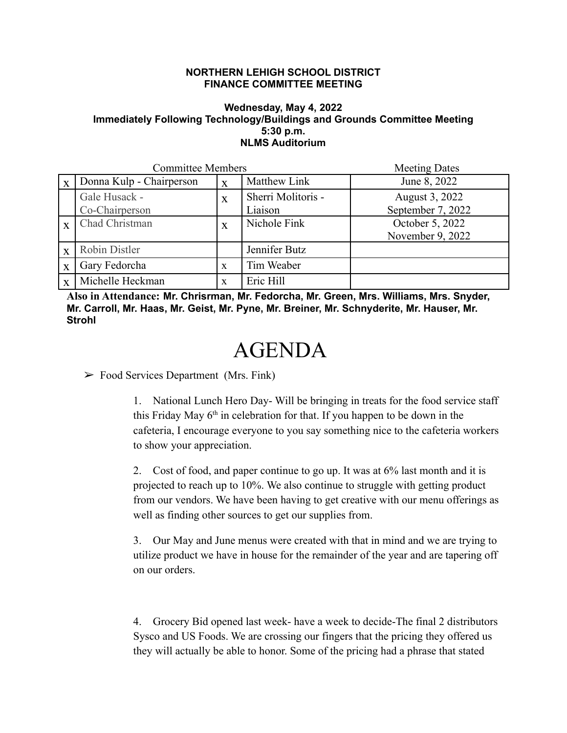**NORTHERN LEHIGH SCHOOL DISTRICT**
**FINANCE COMMITTEE MEETING**

**Wednesday, May 4, 2022**
**Immediately Following Technology/Buildings and Grounds Committee Meeting**
**5:30 p.m.**
**NLMS Auditorium**

| | Committee Members | | | Meeting Dates |
|---|---|---|---|---|
| x | Donna Kulp - Chairperson | x | Matthew Link | June 8, 2022 |
| | Gale Husack - Co-Chairperson | x | Sherri Molitoris - Liaison | August 3, 2022<br>September 7, 2022 |
| x | Chad Christman | x | Nichole Fink | October 5, 2022<br>November 9, 2022 |
| x | Robin Distler | | Jennifer Butz | |
| x | Gary Fedorcha | x | Tim Weaber | |
| x | Michelle Heckman | x | Eric Hill | |

**Also in Attendance: Mr. Chrisrman, Mr. Fedorcha, Mr. Green, Mrs. Williams, Mrs. Snyder, Mr. Carroll, Mr. Haas, Mr. Geist, Mr. Pyne, Mr. Breiner, Mr. Schnyderite, Mr. Hauser, Mr. Strohl**

# AGENDA

➢ Food Services Department (Mrs. Fink)

1. National Lunch Hero Day- Will be bringing in treats for the food service staff this Friday May 6th in celebration for that. If you happen to be down in the cafeteria, I encourage everyone to you say something nice to the cafeteria workers to show your appreciation.

2. Cost of food, and paper continue to go up. It was at 6% last month and it is projected to reach up to 10%. We also continue to struggle with getting product from our vendors. We have been having to get creative with our menu offerings as well as finding other sources to get our supplies from.

3. Our May and June menus were created with that in mind and we are trying to utilize product we have in house for the remainder of the year and are tapering off on our orders.

4. Grocery Bid opened last week- have a week to decide-The final 2 distributors Sysco and US Foods. We are crossing our fingers that the pricing they offered us they will actually be able to honor. Some of the pricing had a phrase that stated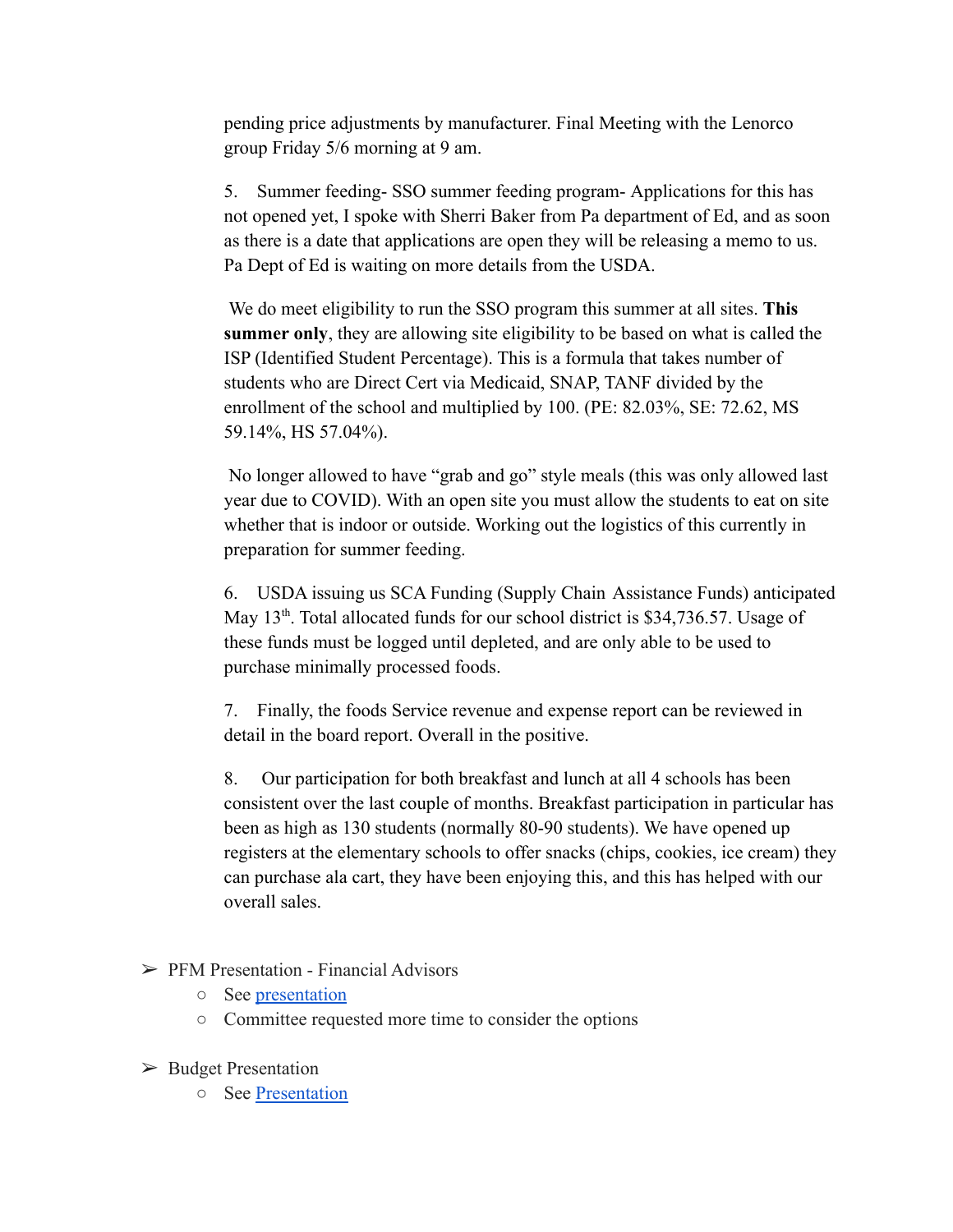pending price adjustments by manufacturer. Final Meeting with the Lenorco group Friday 5/6 morning at 9 am.

5. Summer feeding- SSO summer feeding program- Applications for this has not opened yet, I spoke with Sherri Baker from Pa department of Ed, and as soon as there is a date that applications are open they will be releasing a memo to us. Pa Dept of Ed is waiting on more details from the USDA.

We do meet eligibility to run the SSO program this summer at all sites. **This summer only**, they are allowing site eligibility to be based on what is called the ISP (Identified Student Percentage). This is a formula that takes number of students who are Direct Cert via Medicaid, SNAP, TANF divided by the enrollment of the school and multiplied by 100. (PE: 82.03%, SE: 72.62, MS 59.14%, HS 57.04%).

No longer allowed to have "grab and go" style meals (this was only allowed last year due to COVID). With an open site you must allow the students to eat on site whether that is indoor or outside. Working out the logistics of this currently in preparation for summer feeding.

6. USDA issuing us SCA Funding (Supply Chain Assistance Funds) anticipated May 13th. Total allocated funds for our school district is $34,736.57. Usage of these funds must be logged until depleted, and are only able to be used to purchase minimally processed foods.

7. Finally, the foods Service revenue and expense report can be reviewed in detail in the board report. Overall in the positive.

8. Our participation for both breakfast and lunch at all 4 schools has been consistent over the last couple of months. Breakfast participation in particular has been as high as 130 students (normally 80-90 students). We have opened up registers at the elementary schools to offer snacks (chips, cookies, ice cream) they can purchase ala cart, they have been enjoying this, and this has helped with our overall sales.

- PFM Presentation - Financial Advisors
  - See presentation
  - Committee requested more time to consider the options
- Budget Presentation
  - See Presentation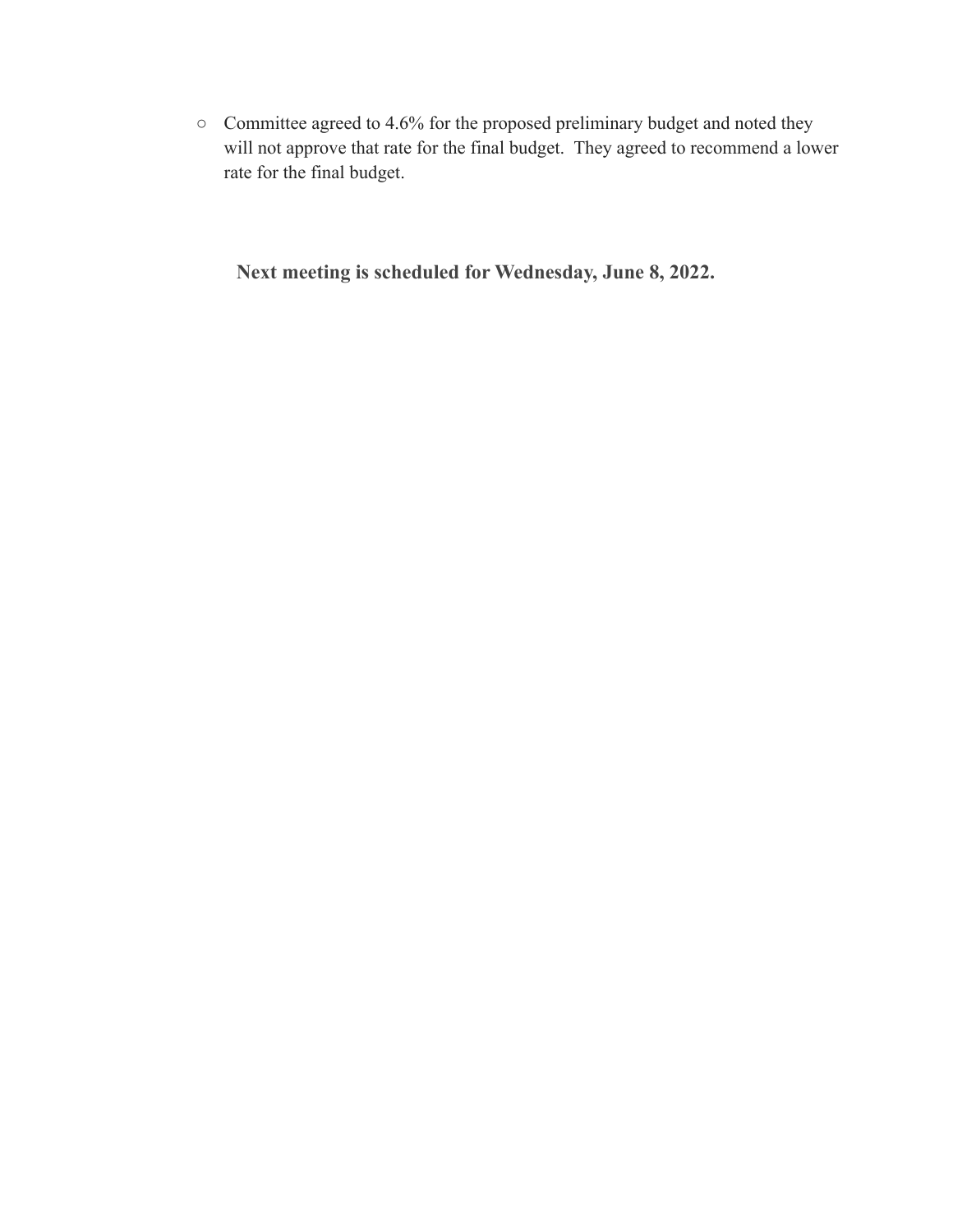- Committee agreed to 4.6% for the proposed preliminary budget and noted they will not approve that rate for the final budget. They agreed to recommend a lower rate for the final budget.

**Next meeting is scheduled for Wednesday, June 8, 2022.**